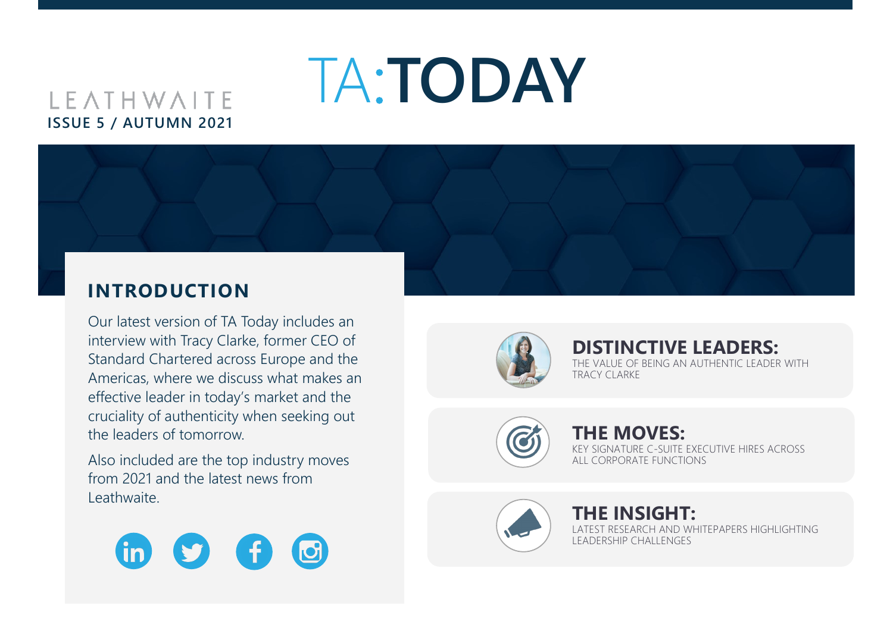LEATHWAITE

**ISSUE 5 / AUTUMN 2021**

# TA:TODAY

## INTRODUCTION

Our latest version of TA Today includes an interview with Tracy Clarke, former CEO of Standard Chartered across Europe and the Americas, where we discuss what makes an effective leader in today's market and the cruciality of authenticity when seeking out the leaders of tomorrow.

Also included are the top industry moves from 2021 and the latest news from Leathwaite.

### DISTINCTIVE LEADERS:

THE VALUE OF BEING AN AUTHENTIC LEADER WITH TRACY CLARKE

### THE MOVES:

KEY SIGNATURE C-SUITE EXECUTIVE HIRES ACROSS ALL CORPORATE FUNCTIONS

### THE INSIGHT:

LATEST RESEARCH AND WHITEPAPERS HIGHLIGHTING LEADERSHIP CHALLENGES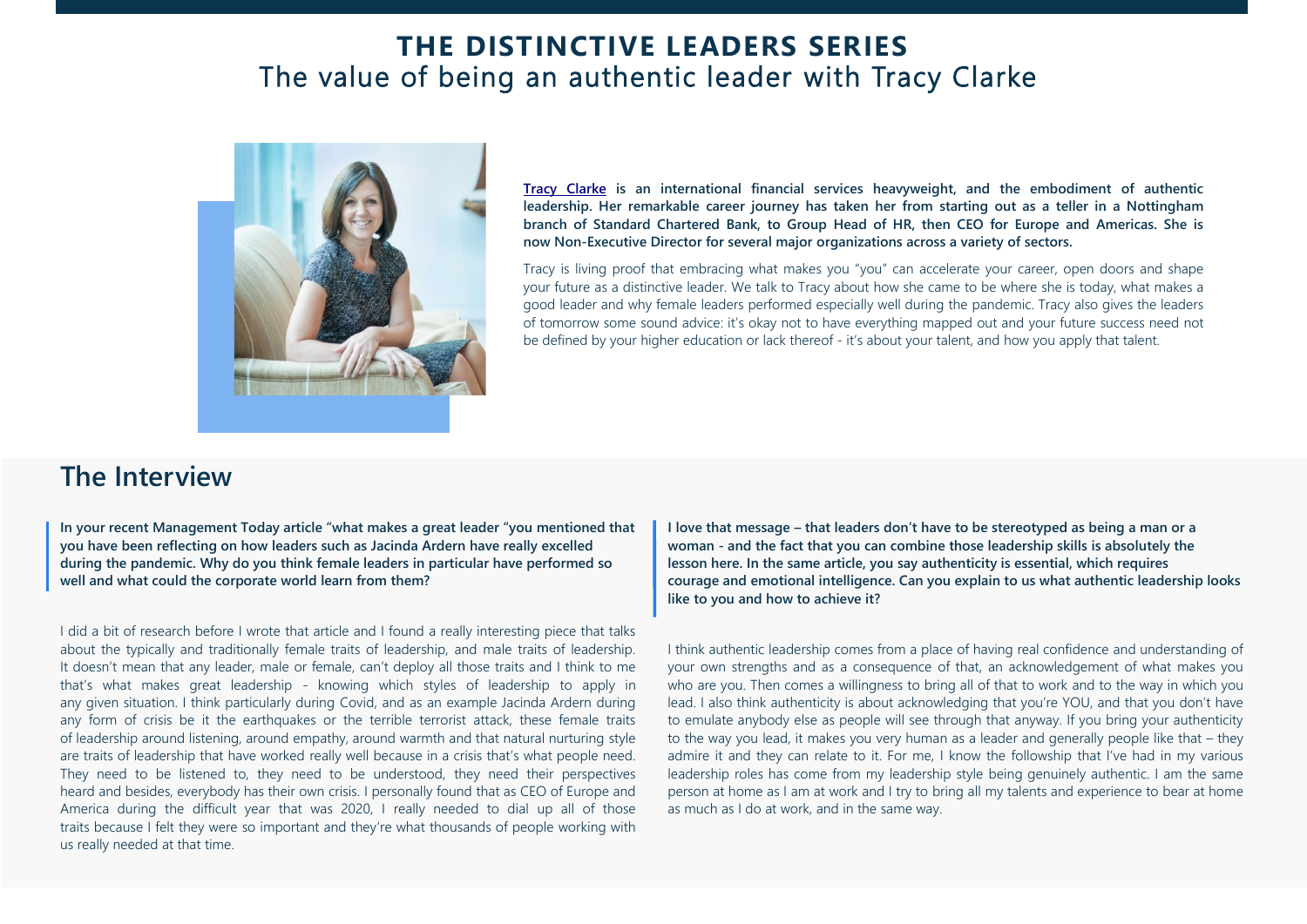# THE DISTINCTIVE LEADERS SERIES
## The value of being an authentic leader with Tracy Clarke

**[Tracy Clarke](#) is an international financial services heavyweight, and the embodiment of authentic leadership. Her remarkable career journey has taken her from starting out as a teller in a Nottingham branch of Standard Chartered Bank, to Group Head of HR, then CEO for Europe and Americas. She is now Non-Executive Director for several major organizations across a variety of sectors.**

Tracy is living proof that embracing what makes you "you" can accelerate your career, open doors and shape your future as a distinctive leader. We talk to Tracy about how she came to be where she is today, what makes a good leader and why female leaders performed especially well during the pandemic. Tracy also gives the leaders of tomorrow some sound advice: it's okay not to have everything mapped out and your future success need not be defined by your higher education or lack thereof - it's about your talent, and how you apply that talent.

## The Interview

**In your recent Management Today article "what makes a great leader "you mentioned that you have been reflecting on how leaders such as Jacinda Ardern have really excelled during the pandemic. Why do you think female leaders in particular have performed so well and what could the corporate world learn from them?**

I did a bit of research before I wrote that article and I found a really interesting piece that talks about the typically and traditionally female traits of leadership, and male traits of leadership. It doesn't mean that any leader, male or female, can't deploy all those traits and I think to me that's what makes great leadership - knowing which styles of leadership to apply in any given situation. I think particularly during Covid, and as an example Jacinda Ardern during any form of crisis be it the earthquakes or the terrible terrorist attack, these female traits of leadership around listening, around empathy, around warmth and that natural nurturing style are traits of leadership that have worked really well because in a crisis that's what people need. They need to be listened to, they need to be understood, they need their perspectives heard and besides, everybody has their own crisis. I personally found that as CEO of Europe and America during the difficult year that was 2020, I really needed to dial up all of those traits because I felt they were so important and they're what thousands of people working with us really needed at that time.

**I love that message – that leaders don't have to be stereotyped as being a man or a woman - and the fact that you can combine those leadership skills is absolutely the lesson here. In the same article, you say authenticity is essential, which requires courage and emotional intelligence. Can you explain to us what authentic leadership looks like to you and how to achieve it?**

I think authentic leadership comes from a place of having real confidence and understanding of your own strengths and as a consequence of that, an acknowledgement of what makes you who are you. Then comes a willingness to bring all of that to work and to the way in which you lead. I also think authenticity is about acknowledging that you're YOU, and that you don't have to emulate anybody else as people will see through that anyway. If you bring your authenticity to the way you lead, it makes you very human as a leader and generally people like that – they admire it and they can relate to it. For me, I know the followship that I've had in my various leadership roles has come from my leadership style being genuinely authentic. I am the same person at home as I am at work and I try to bring all my talents and experience to bear at home as much as I do at work, and in the same way.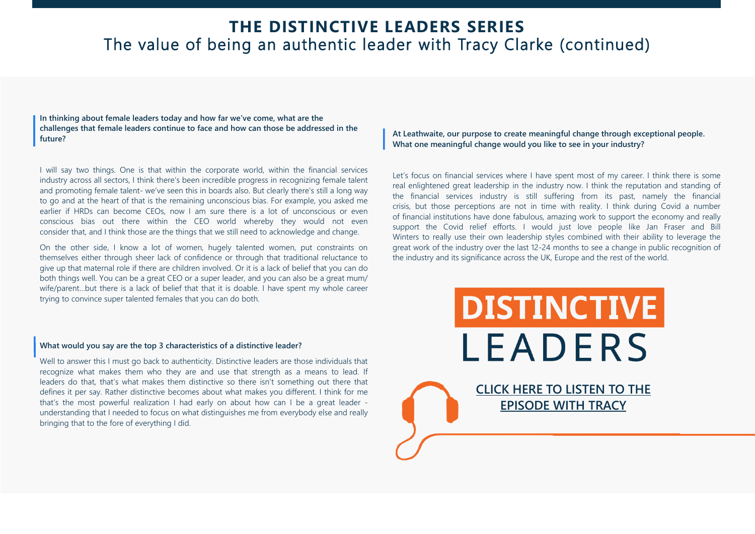# THE DISTINCTIVE LEADERS SERIES

## The value of being an authentic leader with Tracy Clarke (continued)

**In thinking about female leaders today and how far we've come, what are the challenges that female leaders continue to face and how can those be addressed in the future?**

I will say two things. One is that within the corporate world, within the financial services industry across all sectors, I think there's been incredible progress in recognizing female talent and promoting female talent- we've seen this in boards also. But clearly there's still a long way to go and at the heart of that is the remaining unconscious bias. For example, you asked me earlier if HRDs can become CEOs, now I am sure there is a lot of unconscious or even conscious bias out there within the CEO world whereby they would not even consider that, and I think those are the things that we still need to acknowledge and change.

On the other side, I know a lot of women, hugely talented women, put constraints on themselves either through sheer lack of confidence or through that traditional reluctance to give up that maternal role if there are children involved. Or it is a lack of belief that you can do both things well. You can be a great CEO or a super leader, and you can also be a great mum/ wife/parent...but there is a lack of belief that that it is doable. I have spent my whole career trying to convince super talented females that you can do both.

**What would you say are the top 3 characteristics of a distinctive leader?**

Well to answer this I must go back to authenticity. Distinctive leaders are those individuals that recognize what makes them who they are and use that strength as a means to lead. If leaders do that, that's what makes them distinctive so there isn't something out there that defines it per say. Rather distinctive becomes about what makes you different. I think for me that's the most powerful realization I had early on about how can I be a great leader - understanding that I needed to focus on what distinguishes me from everybody else and really bringing that to the fore of everything I did.

**At Leathwaite, our purpose to create meaningful change through exceptional people. What one meaningful change would you like to see in your industry?**

Let's focus on financial services where I have spent most of my career. I think there is some real enlightened great leadership in the industry now. I think the reputation and standing of the financial services industry is still suffering from its past, namely the financial crisis, but those perceptions are not in time with reality. I think during Covid a number of financial institutions have done fabulous, amazing work to support the economy and really support the Covid relief efforts. I would just love people like Jan Fraser and Bill Winters to really use their own leadership styles combined with their ability to leverage the great work of the industry over the last 12-24 months to see a change in public recognition of the industry and its significance across the UK, Europe and the rest of the world.

**DISTINCTIVE LEADERS**

**CLICK HERE TO LISTEN TO THE EPISODE WITH TRACY**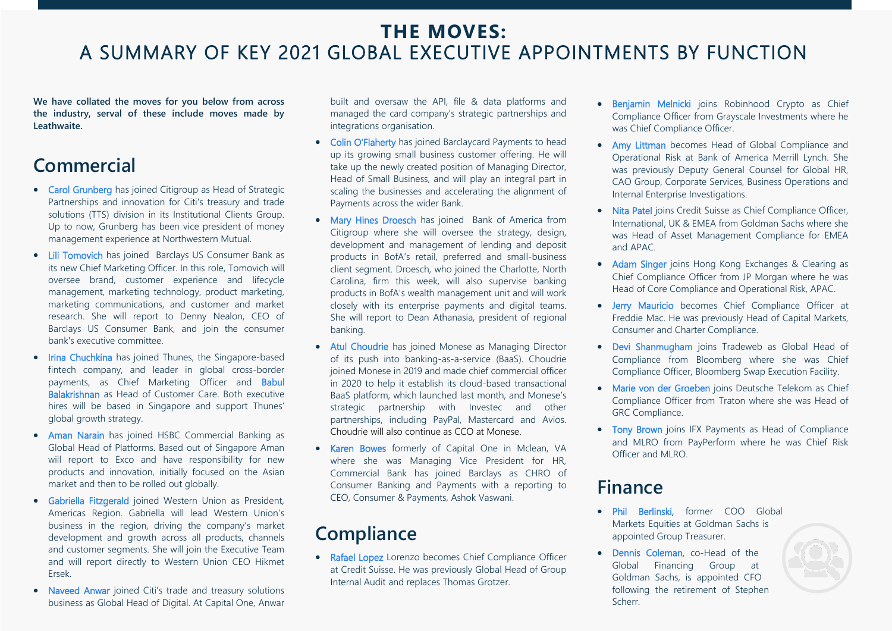# THE MOVES:
## A SUMMARY OF KEY 2021 GLOBAL EXECUTIVE APPOINTMENTS BY FUNCTION

**We have collated the moves for you below from across the industry, serval of these include moves made by Leathwaite.**

## Commercial

- Carol Grunberg has joined Citigroup as Head of Strategic Partnerships and innovation for Citi's treasury and trade solutions (TTS) division in its Institutional Clients Group. Up to now, Grunberg has been vice president of money management experience at Northwestern Mutual.
- Lili Tomovich has joined Barclays US Consumer Bank as its new Chief Marketing Officer. In this role, Tomovich will oversee brand, customer experience and lifecycle management, marketing technology, product marketing, marketing communications, and customer and market research. She will report to Denny Nealon, CEO of Barclays US Consumer Bank, and join the consumer bank's executive committee.
- Irina Chuchkina has joined Thunes, the Singapore-based fintech company, and leader in global cross-border payments, as Chief Marketing Officer and Babul Balakrishnan as Head of Customer Care. Both executive hires will be based in Singapore and support Thunes' global growth strategy.
- Aman Narain has joined HSBC Commercial Banking as Global Head of Platforms. Based out of Singapore Aman will report to Exco and have responsibility for new products and innovation, initially focused on the Asian market and then to be rolled out globally.
- Gabriella Fitzgerald joined Western Union as President, Americas Region. Gabriella will lead Western Union's business in the region, driving the company's market development and growth across all products, channels and customer segments. She will join the Executive Team and will report directly to Western Union CEO Hikmet Ersek.
- Naveed Anwar joined Citi's trade and treasury solutions business as Global Head of Digital. At Capital One, Anwar built and oversaw the API, file & data platforms and managed the card company's strategic partnerships and integrations organisation.
- Colin O'Flaherty has joined Barclaycard Payments to head up its growing small business customer offering. He will take up the newly created position of Managing Director, Head of Small Business, and will play an integral part in scaling the businesses and accelerating the alignment of Payments across the wider Bank.
- Mary Hines Droesch has joined Bank of America from Citigroup where she will oversee the strategy, design, development and management of lending and deposit products in BofA's retail, preferred and small-business client segment. Droesch, who joined the Charlotte, North Carolina, firm this week, will also supervise banking products in BofA's wealth management unit and will work closely with its enterprise payments and digital teams. She will report to Dean Athanasia, president of regional banking.
- Atul Choudrie has joined Monese as Managing Director of its push into banking-as-a-service (BaaS). Choudrie joined Monese in 2019 and made chief commercial officer in 2020 to help it establish its cloud-based transactional BaaS platform, which launched last month, and Monese's strategic partnership with Investec and other partnerships, including PayPal, Mastercard and Avios. Choudrie will also continue as CCO at Monese.
- Karen Bowes formerly of Capital One in Mclean, VA where she was Managing Vice President for HR, Commercial Bank has joined Barclays as CHRO of Consumer Banking and Payments with a reporting to CEO, Consumer & Payments, Ashok Vaswani.

## Compliance

- Rafael Lopez Lorenzo becomes Chief Compliance Officer at Credit Suisse. He was previously Global Head of Group Internal Audit and replaces Thomas Grotzer.
- Benjamin Melnicki joins Robinhood Crypto as Chief Compliance Officer from Grayscale Investments where he was Chief Compliance Officer.
- Amy Littman becomes Head of Global Compliance and Operational Risk at Bank of America Merrill Lynch. She was previously Deputy General Counsel for Global HR, CAO Group, Corporate Services, Business Operations and Internal Enterprise Investigations.
- Nita Patel joins Credit Suisse as Chief Compliance Officer, International, UK & EMEA from Goldman Sachs where she was Head of Asset Management Compliance for EMEA and APAC.
- Adam Singer joins Hong Kong Exchanges & Clearing as Chief Compliance Officer from JP Morgan where he was Head of Core Compliance and Operational Risk, APAC.
- Jerry Mauricio becomes Chief Compliance Officer at Freddie Mac. He was previously Head of Capital Markets, Consumer and Charter Compliance.
- Devi Shanmugham joins Tradeweb as Global Head of Compliance from Bloomberg where she was Chief Compliance Officer, Bloomberg Swap Execution Facility.
- Marie von der Groeben joins Deutsche Telekom as Chief Compliance Officer from Traton where she was Head of GRC Compliance.
- Tony Brown joins IFX Payments as Head of Compliance and MLRO from PayPerform where he was Chief Risk Officer and MLRO.

## Finance

- Phil Berlinski, former COO Global Markets Equities at Goldman Sachs is appointed Group Treasurer.
- Dennis Coleman, co-Head of the Global Financing Group at Goldman Sachs, is appointed CFO following the retirement of Stephen Scherr.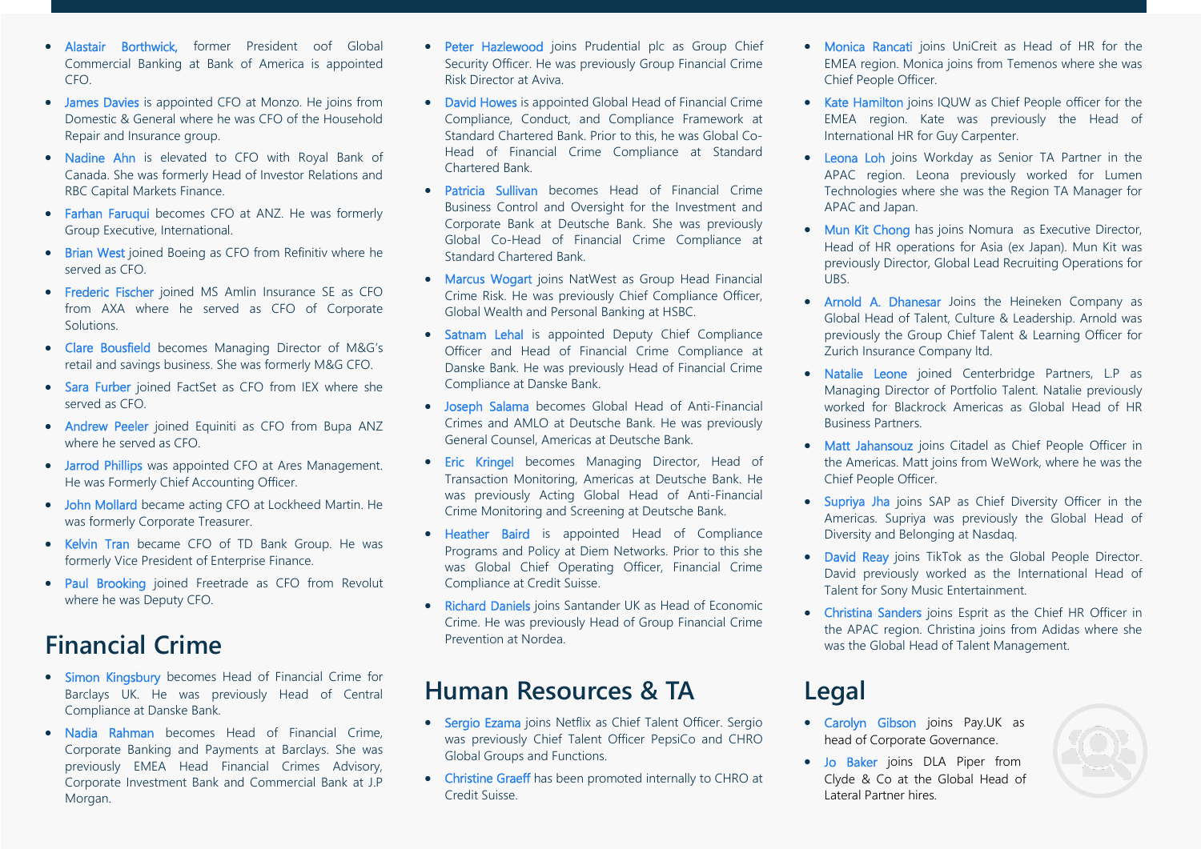- Alastair Borthwick, former President oof Global Commercial Banking at Bank of America is appointed CFO.
- James Davies is appointed CFO at Monzo. He joins from Domestic & General where he was CFO of the Household Repair and Insurance group.
- Nadine Ahn is elevated to CFO with Royal Bank of Canada. She was formerly Head of Investor Relations and RBC Capital Markets Finance.
- Farhan Faruqui becomes CFO at ANZ. He was formerly Group Executive, International.
- Brian West joined Boeing as CFO from Refinitiv where he served as CFO.
- Frederic Fischer joined MS Amlin Insurance SE as CFO from AXA where he served as CFO of Corporate Solutions.
- Clare Bousfield becomes Managing Director of M&G's retail and savings business. She was formerly M&G CFO.
- Sara Furber joined FactSet as CFO from IEX where she served as CFO.
- Andrew Peeler joined Equiniti as CFO from Bupa ANZ where he served as CFO.
- Jarrod Phillips was appointed CFO at Ares Management. He was Formerly Chief Accounting Officer.
- John Mollard became acting CFO at Lockheed Martin. He was formerly Corporate Treasurer.
- Kelvin Tran became CFO of TD Bank Group. He was formerly Vice President of Enterprise Finance.
- Paul Brooking joined Freetrade as CFO from Revolut where he was Deputy CFO.

## Financial Crime

- Simon Kingsbury becomes Head of Financial Crime for Barclays UK. He was previously Head of Central Compliance at Danske Bank.
- Nadia Rahman becomes Head of Financial Crime, Corporate Banking and Payments at Barclays. She was previously EMEA Head Financial Crimes Advisory, Corporate Investment Bank and Commercial Bank at J.P Morgan.
- Peter Hazlewood joins Prudential plc as Group Chief Security Officer. He was previously Group Financial Crime Risk Director at Aviva.
- David Howes is appointed Global Head of Financial Crime Compliance, Conduct, and Compliance Framework at Standard Chartered Bank. Prior to this, he was Global Co-Head of Financial Crime Compliance at Standard Chartered Bank.
- Patricia Sullivan becomes Head of Financial Crime Business Control and Oversight for the Investment and Corporate Bank at Deutsche Bank. She was previously Global Co-Head of Financial Crime Compliance at Standard Chartered Bank.
- Marcus Wogart joins NatWest as Group Head Financial Crime Risk. He was previously Chief Compliance Officer, Global Wealth and Personal Banking at HSBC.
- Satnam Lehal is appointed Deputy Chief Compliance Officer and Head of Financial Crime Compliance at Danske Bank. He was previously Head of Financial Crime Compliance at Danske Bank.
- Joseph Salama becomes Global Head of Anti-Financial Crimes and AMLO at Deutsche Bank. He was previously General Counsel, Americas at Deutsche Bank.
- Eric Kringel becomes Managing Director, Head of Transaction Monitoring, Americas at Deutsche Bank. He was previously Acting Global Head of Anti-Financial Crime Monitoring and Screening at Deutsche Bank.
- Heather Baird is appointed Head of Compliance Programs and Policy at Diem Networks. Prior to this she was Global Chief Operating Officer, Financial Crime Compliance at Credit Suisse.
- Richard Daniels joins Santander UK as Head of Economic Crime. He was previously Head of Group Financial Crime Prevention at Nordea.

## Human Resources & TA

- Sergio Ezama joins Netflix as Chief Talent Officer. Sergio was previously Chief Talent Officer PepsiCo and CHRO Global Groups and Functions.
- Christine Graeff has been promoted internally to CHRO at Credit Suisse.
- Monica Rancati joins UniCreit as Head of HR for the EMEA region. Monica joins from Temenos where she was Chief People Officer.
- Kate Hamilton joins IQUW as Chief People officer for the EMEA region. Kate was previously the Head of International HR for Guy Carpenter.
- Leona Loh joins Workday as Senior TA Partner in the APAC region. Leona previously worked for Lumen Technologies where she was the Region TA Manager for APAC and Japan.
- Mun Kit Chong has joins Nomura as Executive Director, Head of HR operations for Asia (ex Japan). Mun Kit was previously Director, Global Lead Recruiting Operations for UBS.
- Arnold A. Dhanesar Joins the Heineken Company as Global Head of Talent, Culture & Leadership. Arnold was previously the Group Chief Talent & Learning Officer for Zurich Insurance Company ltd.
- Natalie Leone joined Centerbridge Partners, L.P as Managing Director of Portfolio Talent. Natalie previously worked for Blackrock Americas as Global Head of HR Business Partners.
- Matt Jahansouz joins Citadel as Chief People Officer in the Americas. Matt joins from WeWork, where he was the Chief People Officer.
- Supriya Jha joins SAP as Chief Diversity Officer in the Americas. Supriya was previously the Global Head of Diversity and Belonging at Nasdaq.
- David Reay joins TikTok as the Global People Director. David previously worked as the International Head of Talent for Sony Music Entertainment.
- Christina Sanders joins Esprit as the Chief HR Officer in the APAC region. Christina joins from Adidas where she was the Global Head of Talent Management.

## Legal

- Carolyn Gibson joins Pay.UK as head of Corporate Governance.
- Jo Baker joins DLA Piper from Clyde & Co at the Global Head of Lateral Partner hires.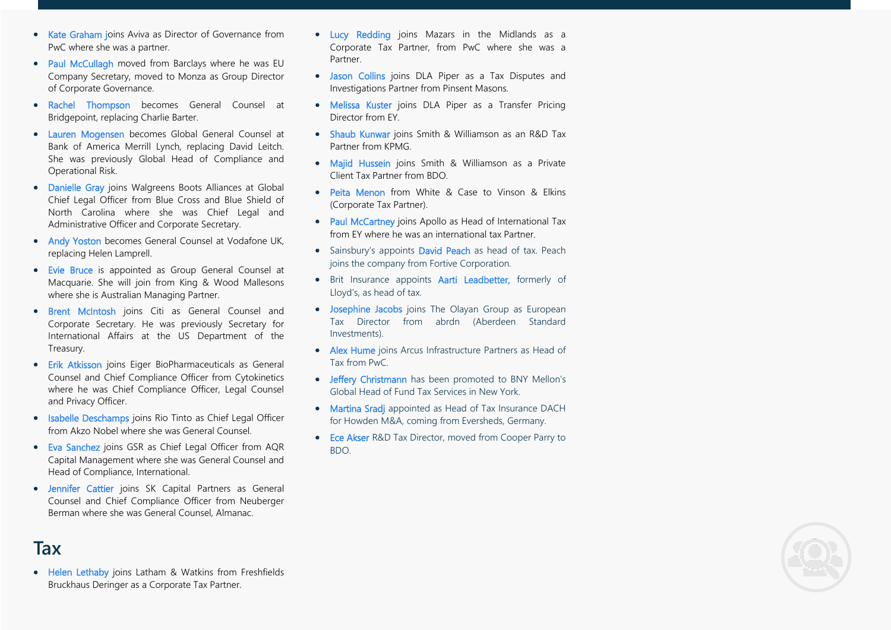- Kate Graham joins Aviva as Director of Governance from PwC where she was a partner.
- Paul McCullagh moved from Barclays where he was EU Company Secretary, moved to Monza as Group Director of Corporate Governance.
- Rachel Thompson becomes General Counsel at Bridgepoint, replacing Charlie Barter.
- Lauren Mogensen becomes Global General Counsel at Bank of America Merrill Lynch, replacing David Leitch. She was previously Global Head of Compliance and Operational Risk.
- Danielle Gray joins Walgreens Boots Alliances at Global Chief Legal Officer from Blue Cross and Blue Shield of North Carolina where she was Chief Legal and Administrative Officer and Corporate Secretary.
- Andy Yoston becomes General Counsel at Vodafone UK, replacing Helen Lamprell.
- Evie Bruce is appointed as Group General Counsel at Macquarie. She will join from King & Wood Mallesons where she is Australian Managing Partner.
- Brent McIntosh joins Citi as General Counsel and Corporate Secretary. He was previously Secretary for International Affairs at the US Department of the Treasury.
- Erik Atkisson joins Eiger BioPharmaceuticals as General Counsel and Chief Compliance Officer from Cytokinetics where he was Chief Compliance Officer, Legal Counsel and Privacy Officer.
- Isabelle Deschamps joins Rio Tinto as Chief Legal Officer from Akzo Nobel where she was General Counsel.
- Eva Sanchez joins GSR as Chief Legal Officer from AQR Capital Management where she was General Counsel and Head of Compliance, International.
- Jennifer Cattier joins SK Capital Partners as General Counsel and Chief Compliance Officer from Neuberger Berman where she was General Counsel, Almanac.

# Tax

- Helen Lethaby joins Latham & Watkins from Freshfields Bruckhaus Deringer as a Corporate Tax Partner.
- Lucy Redding joins Mazars in the Midlands as a Corporate Tax Partner, from PwC where she was a Partner.
- Jason Collins joins DLA Piper as a Tax Disputes and Investigations Partner from Pinsent Masons.
- Melissa Kuster joins DLA Piper as a Transfer Pricing Director from EY.
- Shaub Kunwar joins Smith & Williamson as an R&D Tax Partner from KPMG.
- Majid Hussein joins Smith & Williamson as a Private Client Tax Partner from BDO.
- Peita Menon from White & Case to Vinson & Elkins (Corporate Tax Partner).
- Paul McCartney joins Apollo as Head of International Tax from EY where he was an international tax Partner.
- Sainsbury's appoints David Peach as head of tax. Peach joins the company from Fortive Corporation.
- Brit Insurance appoints Aarti Leadbetter, formerly of Lloyd's, as head of tax.
- Josephine Jacobs joins The Olayan Group as European Tax Director from abrdn (Aberdeen Standard Investments).
- Alex Hume joins Arcus Infrastructure Partners as Head of Tax from PwC.
- Jeffery Christmann has been promoted to BNY Mellon's Global Head of Fund Tax Services in New York.
- Martina Sradj appointed as Head of Tax Insurance DACH for Howden M&A, coming from Eversheds, Germany.
- Ece Akser R&D Tax Director, moved from Cooper Parry to BDO.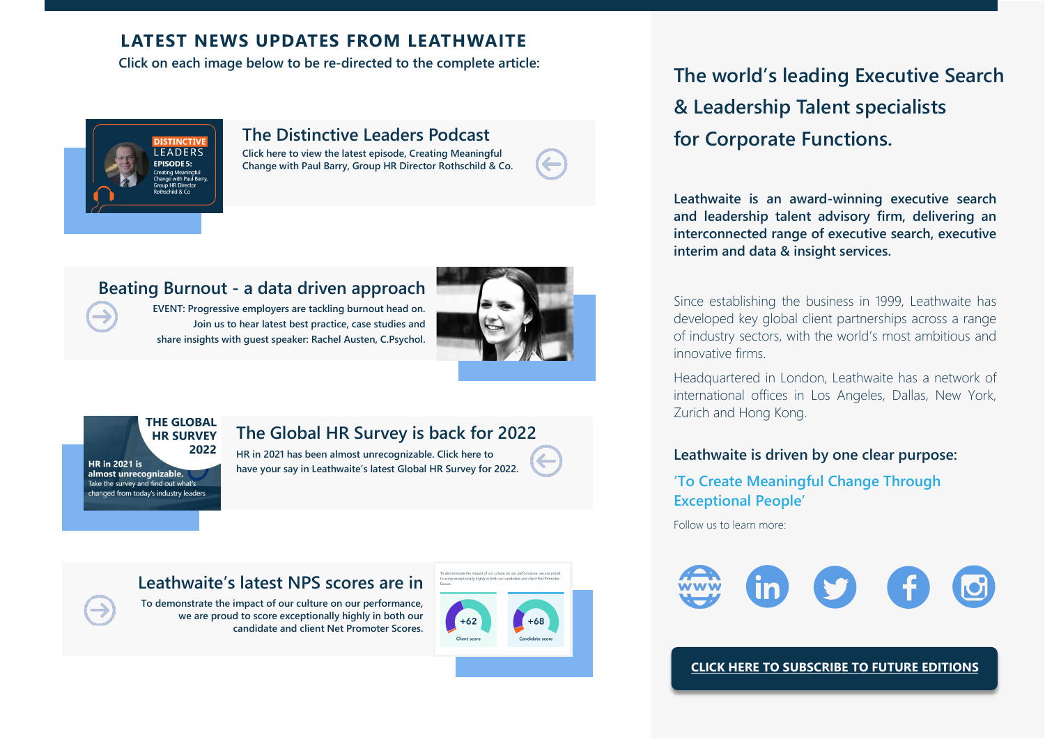## LATEST NEWS UPDATES FROM LEATHWAITE

**Click on each image below to be re-directed to the complete article:**

### The Distinctive Leaders Podcast

**Click here to view the latest episode, Creating Meaningful Change with Paul Barry, Group HR Director Rothschild & Co.**

### Beating Burnout - a data driven approach

**EVENT: Progressive employers are tackling burnout head on. Join us to hear latest best practice, case studies and share insights with guest speaker: Rachel Austen, C.Psychol.**

### The Global HR Survey is back for 2022

**HR in 2021 has been almost unrecognizable. Click here to have your say in Leathwaite's latest Global HR Survey for 2022.**

### Leathwaite's latest NPS scores are in

**To demonstrate the impact of our culture on our performance, we are proud to score exceptionally highly in both our candidate and client Net Promoter Scores.**

+62
Client score
+68
Candidate score

## The world's leading Executive Search & Leadership Talent specialists for Corporate Functions.

**Leathwaite is an award-winning executive search and leadership talent advisory firm, delivering an interconnected range of executive search, executive interim and data & insight services.**

Since establishing the business in 1999, Leathwaite has developed key global client partnerships across a range of industry sectors, with the world's most ambitious and innovative firms.

Headquartered in London, Leathwaite has a network of international offices in Los Angeles, Dallas, New York, Zurich and Hong Kong.

### Leathwaite is driven by one clear purpose:

'To Create Meaningful Change Through Exceptional People'

Follow us to learn more:

**CLICK HERE TO SUBSCRIBE TO FUTURE EDITIONS**